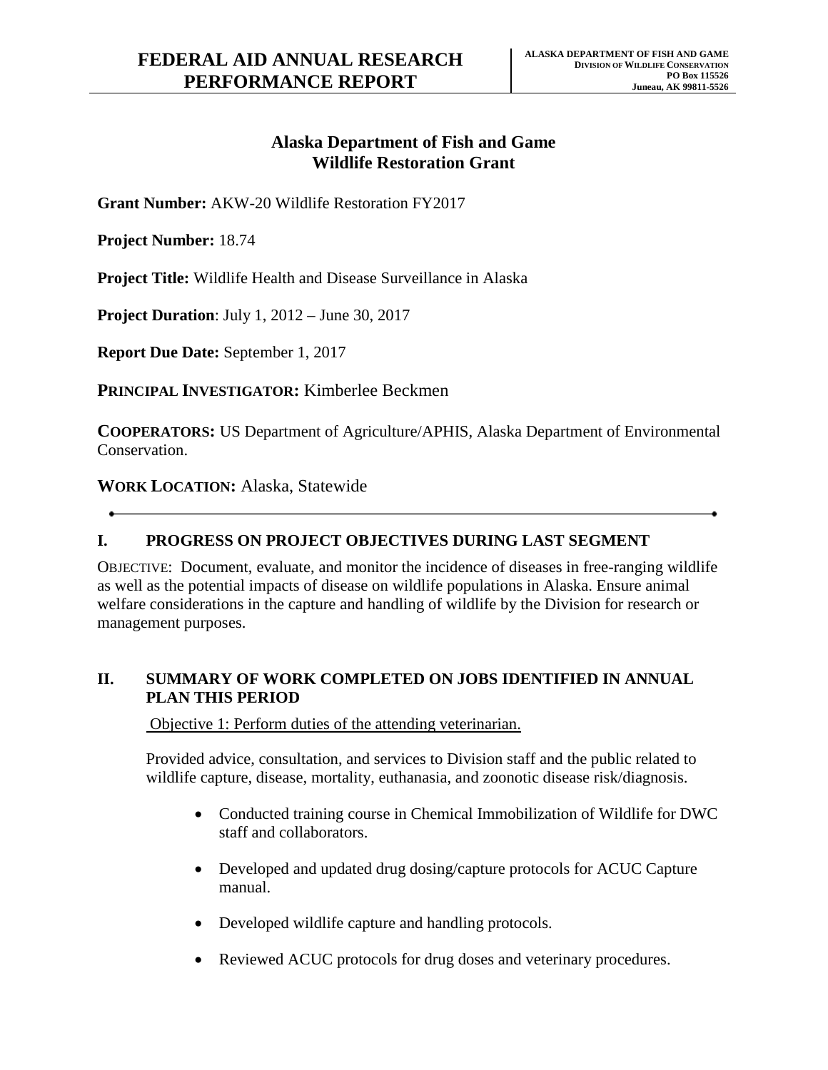# FEDERAL AID ANNUAL RESEARCH PERFORMANCE REPORT

**ALASKA DEPARTMENT OF FISH AND GAME**
**DIVISION OF WILDLIFE CONSERVATION**
**PO Box 115526**
**Juneau, AK 99811-5526**

## Alaska Department of Fish and Game
## Wildlife Restoration Grant

**Grant Number:** AKW-20 Wildlife Restoration FY2017

**Project Number:** 18.74

**Project Title:** Wildlife Health and Disease Surveillance in Alaska

**Project Duration**: July 1, 2012 – June 30, 2017

**Report Due Date:** September 1, 2017

**PRINCIPAL INVESTIGATOR:** Kimberlee Beckmen

**COOPERATORS:** US Department of Agriculture/APHIS, Alaska Department of Environmental Conservation.

**WORK LOCATION:** Alaska, Statewide

---

## I. PROGRESS ON PROJECT OBJECTIVES DURING LAST SEGMENT

OBJECTIVE: Document, evaluate, and monitor the incidence of diseases in free-ranging wildlife as well as the potential impacts of disease on wildlife populations in Alaska. Ensure animal welfare considerations in the capture and handling of wildlife by the Division for research or management purposes.

## II. SUMMARY OF WORK COMPLETED ON JOBS IDENTIFIED IN ANNUAL PLAN THIS PERIOD

Objective 1: Perform duties of the attending veterinarian.

Provided advice, consultation, and services to Division staff and the public related to wildlife capture, disease, mortality, euthanasia, and zoonotic disease risk/diagnosis.

- Conducted training course in Chemical Immobilization of Wildlife for DWC staff and collaborators.
- Developed and updated drug dosing/capture protocols for ACUC Capture manual.
- Developed wildlife capture and handling protocols.
- Reviewed ACUC protocols for drug doses and veterinary procedures.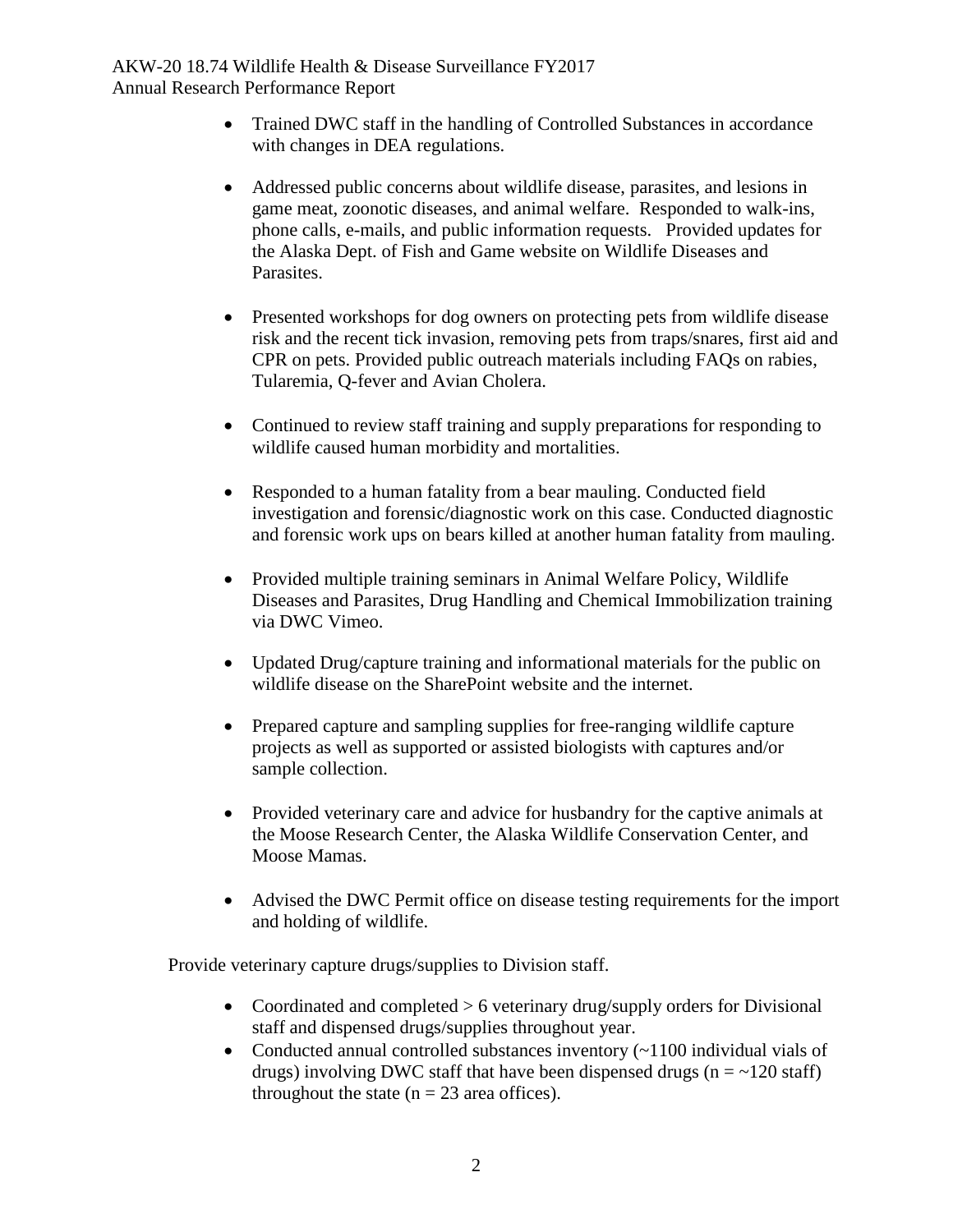- Trained DWC staff in the handling of Controlled Substances in accordance with changes in DEA regulations.

- Addressed public concerns about wildlife disease, parasites, and lesions in game meat, zoonotic diseases, and animal welfare. Responded to walk-ins, phone calls, e-mails, and public information requests. Provided updates for the Alaska Dept. of Fish and Game website on Wildlife Diseases and Parasites.

- Presented workshops for dog owners on protecting pets from wildlife disease risk and the recent tick invasion, removing pets from traps/snares, first aid and CPR on pets. Provided public outreach materials including FAQs on rabies, Tularemia, Q-fever and Avian Cholera.

- Continued to review staff training and supply preparations for responding to wildlife caused human morbidity and mortalities.

- Responded to a human fatality from a bear mauling. Conducted field investigation and forensic/diagnostic work on this case. Conducted diagnostic and forensic work ups on bears killed at another human fatality from mauling.

- Provided multiple training seminars in Animal Welfare Policy, Wildlife Diseases and Parasites, Drug Handling and Chemical Immobilization training via DWC Vimeo.

- Updated Drug/capture training and informational materials for the public on wildlife disease on the SharePoint website and the internet.

- Prepared capture and sampling supplies for free-ranging wildlife capture projects as well as supported or assisted biologists with captures and/or sample collection.

- Provided veterinary care and advice for husbandry for the captive animals at the Moose Research Center, the Alaska Wildlife Conservation Center, and Moose Mamas.

- Advised the DWC Permit office on disease testing requirements for the import and holding of wildlife.

Provide veterinary capture drugs/supplies to Division staff.

- Coordinated and completed > 6 veterinary drug/supply orders for Divisional staff and dispensed drugs/supplies throughout year.
- Conducted annual controlled substances inventory (~1100 individual vials of drugs) involving DWC staff that have been dispensed drugs (n = ~120 staff) throughout the state (n = 23 area offices).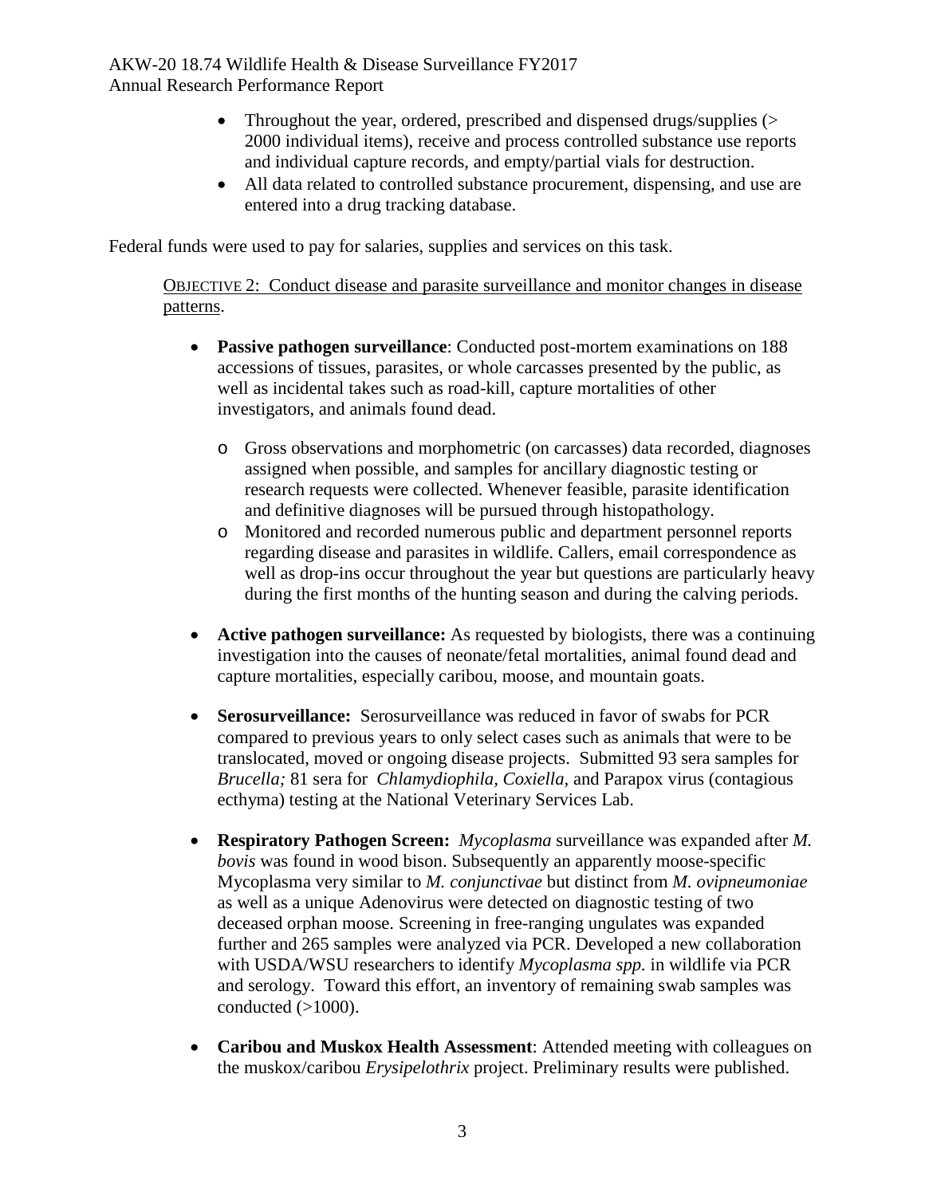- Throughout the year, ordered, prescribed and dispensed drugs/supplies (> 2000 individual items), receive and process controlled substance use reports and individual capture records, and empty/partial vials for destruction.
- All data related to controlled substance procurement, dispensing, and use are entered into a drug tracking database.

Federal funds were used to pay for salaries, supplies and services on this task.

OBJECTIVE 2: Conduct disease and parasite surveillance and monitor changes in disease patterns.

- **Passive pathogen surveillance**: Conducted post-mortem examinations on 188 accessions of tissues, parasites, or whole carcasses presented by the public, as well as incidental takes such as road-kill, capture mortalities of other investigators, and animals found dead.
  - Gross observations and morphometric (on carcasses) data recorded, diagnoses assigned when possible, and samples for ancillary diagnostic testing or research requests were collected. Whenever feasible, parasite identification and definitive diagnoses will be pursued through histopathology.
  - Monitored and recorded numerous public and department personnel reports regarding disease and parasites in wildlife. Callers, email correspondence as well as drop-ins occur throughout the year but questions are particularly heavy during the first months of the hunting season and during the calving periods.

- **Active pathogen surveillance:** As requested by biologists, there was a continuing investigation into the causes of neonate/fetal mortalities, animal found dead and capture mortalities, especially caribou, moose, and mountain goats.

- **Serosurveillance:** Serosurveillance was reduced in favor of swabs for PCR compared to previous years to only select cases such as animals that were to be translocated, moved or ongoing disease projects. Submitted 93 sera samples for *Brucella;* 81 sera for *Chlamydiophila*, *Coxiella*, and Parapox virus (contagious ecthyma) testing at the National Veterinary Services Lab.

- **Respiratory Pathogen Screen:** *Mycoplasma* surveillance was expanded after *M. bovis* was found in wood bison. Subsequently an apparently moose-specific Mycoplasma very similar to *M. conjunctivae* but distinct from *M. ovipneumoniae* as well as a unique Adenovirus were detected on diagnostic testing of two deceased orphan moose. Screening in free-ranging ungulates was expanded further and 265 samples were analyzed via PCR. Developed a new collaboration with USDA/WSU researchers to identify *Mycoplasma spp.* in wildlife via PCR and serology. Toward this effort, an inventory of remaining swab samples was conducted (>1000).

- **Caribou and Muskox Health Assessment**: Attended meeting with colleagues on the muskox/caribou *Erysipelothrix* project. Preliminary results were published.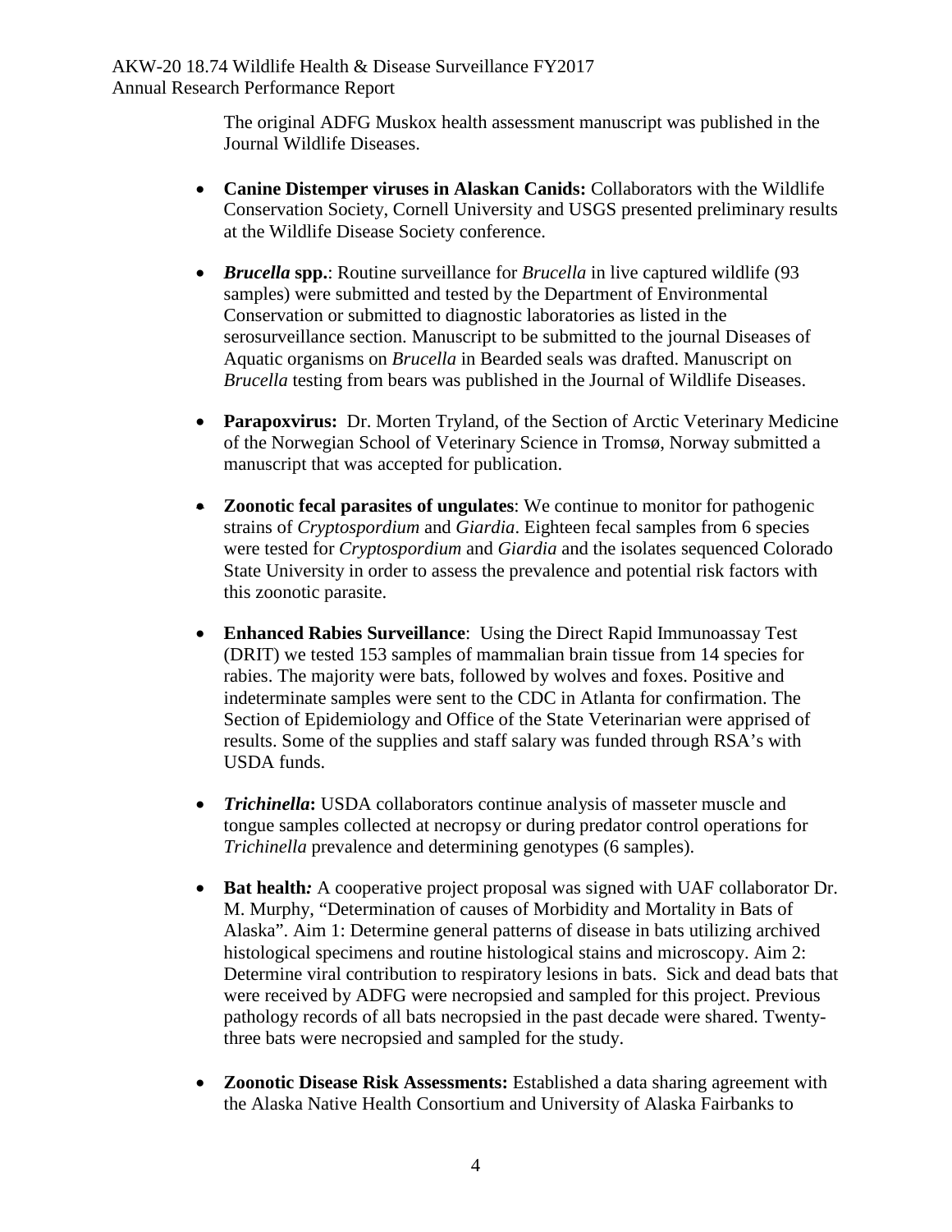The original ADFG Muskox health assessment manuscript was published in the Journal Wildlife Diseases.

- **Canine Distemper viruses in Alaskan Canids:** Collaborators with the Wildlife Conservation Society, Cornell University and USGS presented preliminary results at the Wildlife Disease Society conference.

- ***Brucella* spp.**: Routine surveillance for *Brucella* in live captured wildlife (93 samples) were submitted and tested by the Department of Environmental Conservation or submitted to diagnostic laboratories as listed in the serosurveillance section. Manuscript to be submitted to the journal Diseases of Aquatic organisms on *Brucella* in Bearded seals was drafted. Manuscript on *Brucella* testing from bears was published in the Journal of Wildlife Diseases.

- **Parapoxvirus:** Dr. Morten Tryland, of the Section of Arctic Veterinary Medicine of the Norwegian School of Veterinary Science in Tromsø, Norway submitted a manuscript that was accepted for publication.

- **Zoonotic fecal parasites of ungulates**: We continue to monitor for pathogenic strains of *Cryptosporidium* and *Giardia*. Eighteen fecal samples from 6 species were tested for *Cryptosporidium* and *Giardia* and the isolates sequenced Colorado State University in order to assess the prevalence and potential risk factors with this zoonotic parasite.

- **Enhanced Rabies Surveillance**: Using the Direct Rapid Immunoassay Test (DRIT) we tested 153 samples of mammalian brain tissue from 14 species for rabies. The majority were bats, followed by wolves and foxes. Positive and indeterminate samples were sent to the CDC in Atlanta for confirmation. The Section of Epidemiology and Office of the State Veterinarian were apprised of results. Some of the supplies and staff salary was funded through RSA's with USDA funds.

- ***Trichinella*:** USDA collaborators continue analysis of masseter muscle and tongue samples collected at necropsy or during predator control operations for *Trichinella* prevalence and determining genotypes (6 samples).

- **Bat health***:* A cooperative project proposal was signed with UAF collaborator Dr. M. Murphy, "Determination of causes of Morbidity and Mortality in Bats of Alaska". Aim 1: Determine general patterns of disease in bats utilizing archived histological specimens and routine histological stains and microscopy. Aim 2: Determine viral contribution to respiratory lesions in bats. Sick and dead bats that were received by ADFG were necropsied and sampled for this project. Previous pathology records of all bats necropsied in the past decade were shared. Twenty-three bats were necropsied and sampled for the study.

- **Zoonotic Disease Risk Assessments:** Established a data sharing agreement with the Alaska Native Health Consortium and University of Alaska Fairbanks to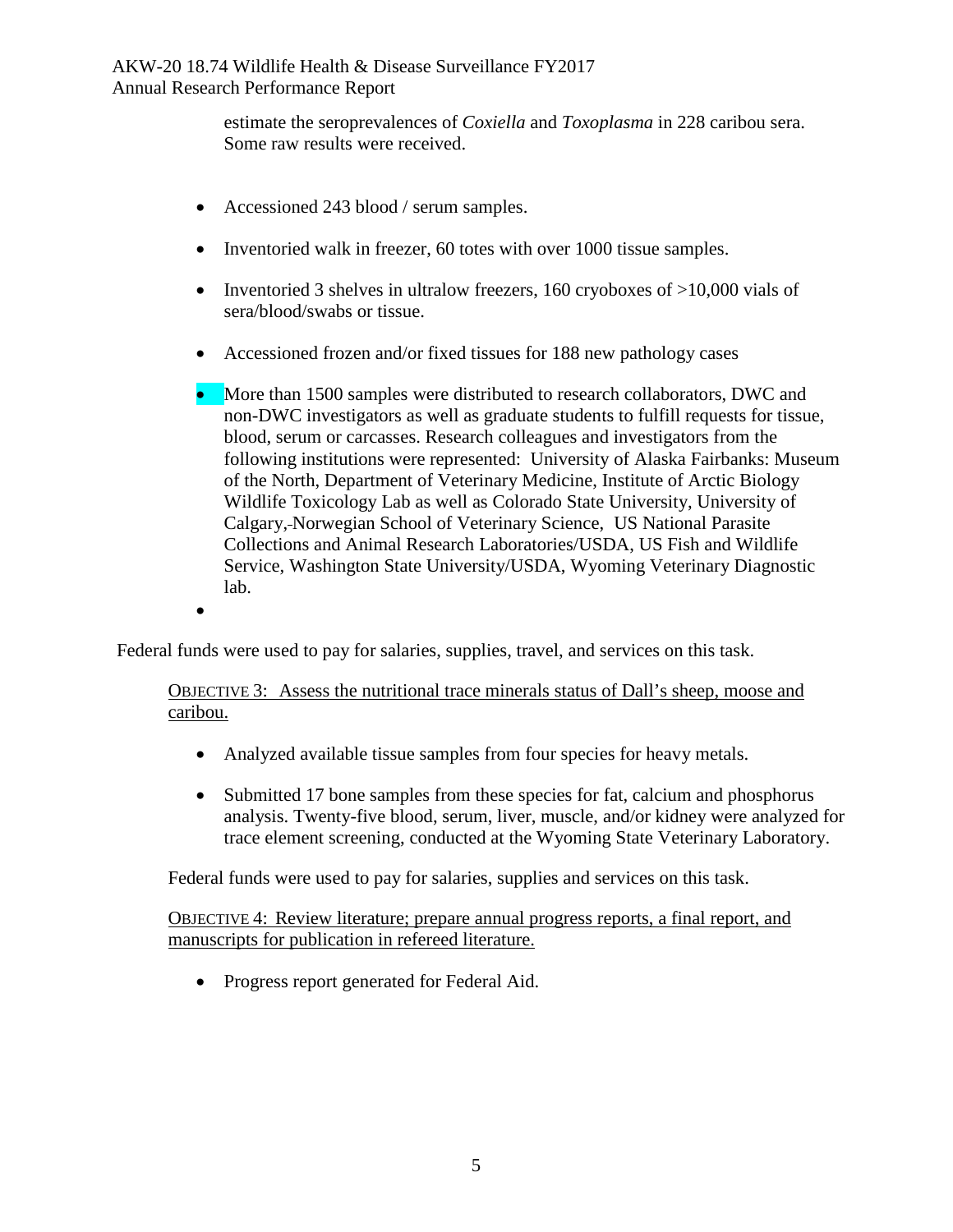estimate the seroprevalences of *Coxiella* and *Toxoplasma* in 228 caribou sera. Some raw results were received.

- Accessioned 243 blood / serum samples.
- Inventoried walk in freezer, 60 totes with over 1000 tissue samples.
- Inventoried 3 shelves in ultralow freezers, 160 cryoboxes of >10,000 vials of sera/blood/swabs or tissue.
- Accessioned frozen and/or fixed tissues for 188 new pathology cases
- More than 1500 samples were distributed to research collaborators, DWC and non-DWC investigators as well as graduate students to fulfill requests for tissue, blood, serum or carcasses. Research colleagues and investigators from the following institutions were represented: University of Alaska Fairbanks: Museum of the North, Department of Veterinary Medicine, Institute of Arctic Biology Wildlife Toxicology Lab as well as Colorado State University, University of Calgary, Norwegian School of Veterinary Science, US National Parasite Collections and Animal Research Laboratories/USDA, US Fish and Wildlife Service, Washington State University/USDA, Wyoming Veterinary Diagnostic lab.

Federal funds were used to pay for salaries, supplies, travel, and services on this task.

OBJECTIVE 3: Assess the nutritional trace minerals status of Dall's sheep, moose and caribou.

- Analyzed available tissue samples from four species for heavy metals.
- Submitted 17 bone samples from these species for fat, calcium and phosphorus analysis. Twenty-five blood, serum, liver, muscle, and/or kidney were analyzed for trace element screening, conducted at the Wyoming State Veterinary Laboratory.

Federal funds were used to pay for salaries, supplies and services on this task.

OBJECTIVE 4: Review literature; prepare annual progress reports, a final report, and manuscripts for publication in refereed literature.

- Progress report generated for Federal Aid.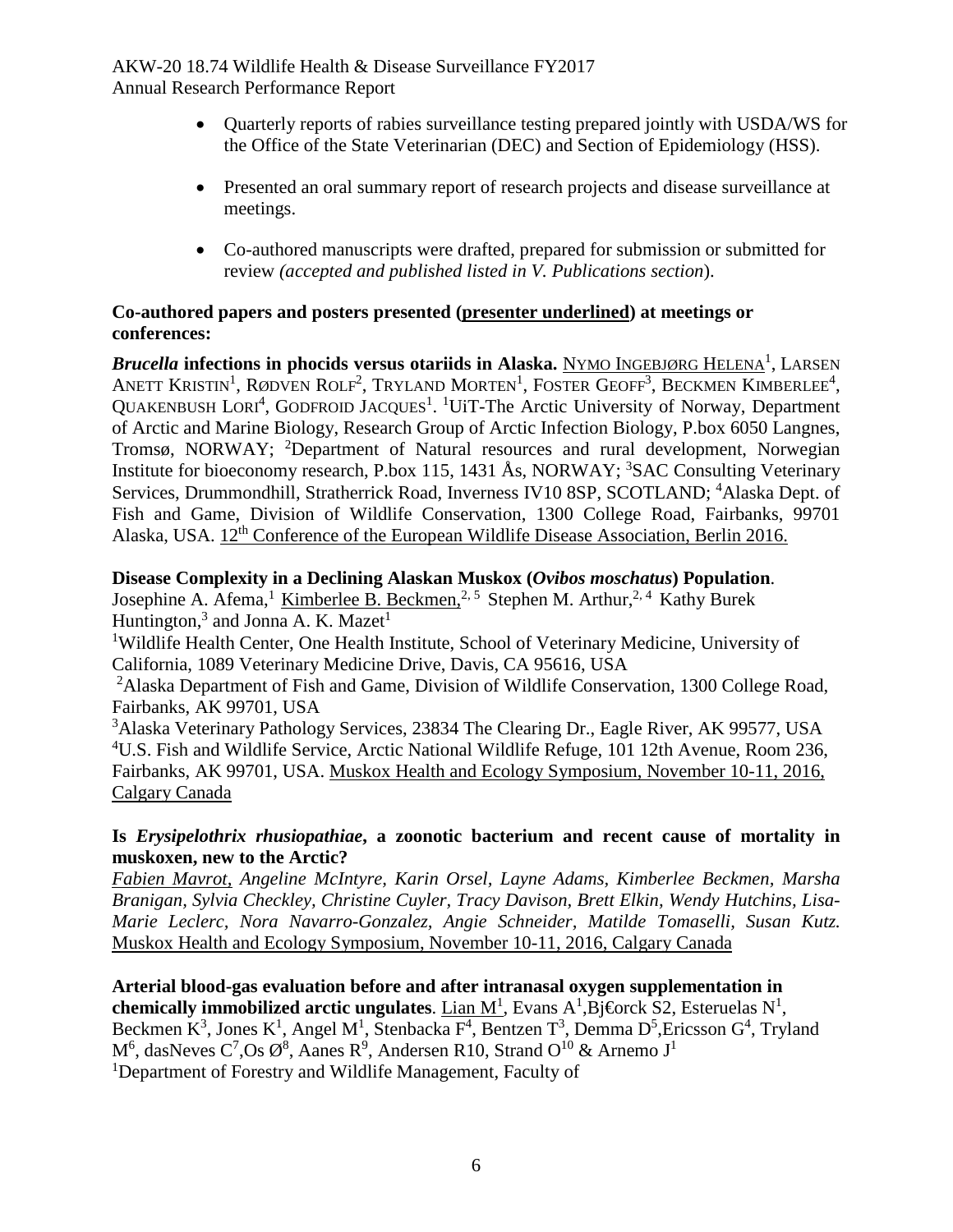- Quarterly reports of rabies surveillance testing prepared jointly with USDA/WS for the Office of the State Veterinarian (DEC) and Section of Epidemiology (HSS).

- Presented an oral summary report of research projects and disease surveillance at meetings.

- Co-authored manuscripts were drafted, prepared for submission or submitted for review *(accepted and published listed in V. Publications section)*.

**Co-authored papers and posters presented (presenter underlined) at meetings or conferences:**

***Brucella* infections in phocids versus otariids in Alaska.** <u>NYMO INGEBJØRG HELENA</u>[1], LARSEN ANETT KRISTIN[1], RØDVEN ROLF[2], TRYLAND MORTEN[1], FOSTER GEOFF[3], BECKMEN KIMBERLEE[4], QUAKENBUSH LORI[4], GODFROID JACQUES[1]. [1]UiT-The Arctic University of Norway, Department of Arctic and Marine Biology, Research Group of Arctic Infection Biology, P.box 6050 Langnes, Tromsø, NORWAY; [2]Department of Natural resources and rural development, Norwegian Institute for bioeconomy research, P.box 115, 1431 Ås, NORWAY; [3]SAC Consulting Veterinary Services, Drummondhill, Stratherrick Road, Inverness IV10 8SP, SCOTLAND; [4]Alaska Dept. of Fish and Game, Division of Wildlife Conservation, 1300 College Road, Fairbanks, 99701 Alaska, USA. <u>12th Conference of the European Wildlife Disease Association, Berlin 2016.</u>

**Disease Complexity in a Declining Alaskan Muskox (*Ovibos moschatus*) Population**.
Josephine A. Afema,[1] <u>Kimberlee B. Beckmen,</u>[2, 5] Stephen M. Arthur,[2, 4] Kathy Burek Huntington,[3] and Jonna A. K. Mazet[1]
[1]Wildlife Health Center, One Health Institute, School of Veterinary Medicine, University of California, 1089 Veterinary Medicine Drive, Davis, CA 95616, USA
[2]Alaska Department of Fish and Game, Division of Wildlife Conservation, 1300 College Road, Fairbanks, AK 99701, USA
[3]Alaska Veterinary Pathology Services, 23834 The Clearing Dr., Eagle River, AK 99577, USA
[4]U.S. Fish and Wildlife Service, Arctic National Wildlife Refuge, 101 12th Avenue, Room 236, Fairbanks, AK 99701, USA. <u>Muskox Health and Ecology Symposium, November 10-11, 2016, Calgary Canada</u>

**Is *Erysipelothrix rhusiopathiae*, a zoonotic bacterium and recent cause of mortality in muskoxen, new to the Arctic?**
*<u>Fabien Mavrot,</u> Angeline McIntyre, Karin Orsel, Layne Adams, Kimberlee Beckmen, Marsha Branigan, Sylvia Checkley, Christine Cuyler, Tracy Davison, Brett Elkin, Wendy Hutchins, Lisa-Marie Leclerc, Nora Navarro-Gonzalez, Angie Schneider, Matilde Tomaselli, Susan Kutz.* <u>Muskox Health and Ecology Symposium, November 10-11, 2016, Calgary Canada</u>

**Arterial blood-gas evaluation before and after intranasal oxygen supplementation in chemically immobilized arctic ungulates**. <u>Lian M</u>[1], Evans A[1],Bj€orck S2, Esteruelas N[1], Beckmen K[3], Jones K[1], Angel M[1], Stenbacka F[4], Bentzen T[3], Demma D[5],Ericsson G[4], Tryland M[6], dasNeves C[7],Os Ø[8], Aanes R[9], Andersen R10, Strand O[10] & Arnemo J[1]
[1]Department of Forestry and Wildlife Management, Faculty of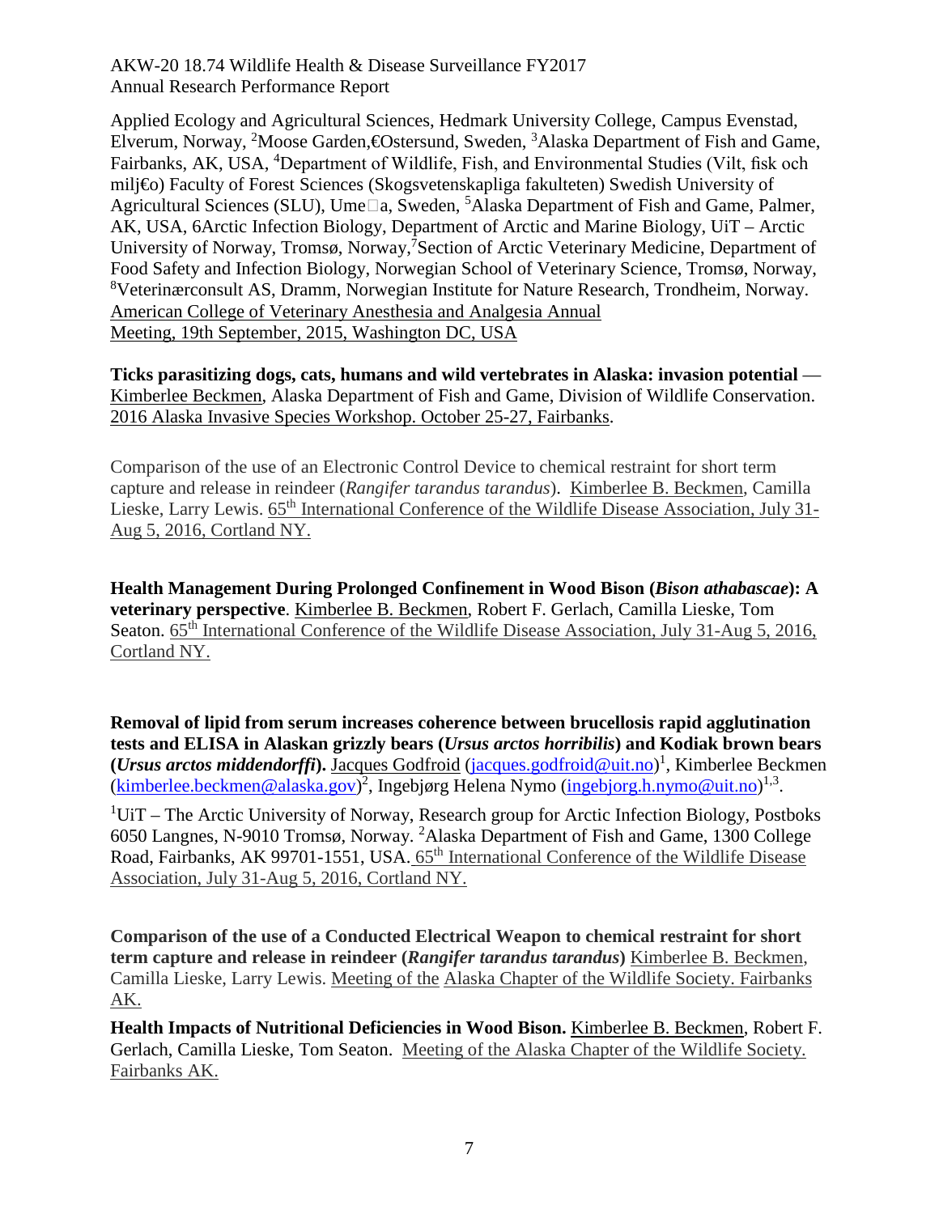Applied Ecology and Agricultural Sciences, Hedmark University College, Campus Evenstad, Elverum, Norway, [2]Moose Garden,€Ostersund, Sweden, [3]Alaska Department of Fish and Game, Fairbanks, AK, USA, [4]Department of Wildlife, Fish, and Environmental Studies (Vilt, fisk och milj€o) Faculty of Forest Sciences (Skogsvetenskapliga fakulteten) Swedish University of Agricultural Sciences (SLU), Ume□a, Sweden, [5]Alaska Department of Fish and Game, Palmer, AK, USA, 6Arctic Infection Biology, Department of Arctic and Marine Biology, UiT – Arctic University of Norway, Tromsø, Norway, [7]Section of Arctic Veterinary Medicine, Department of Food Safety and Infection Biology, Norwegian School of Veterinary Science, Tromsø, Norway, [8]Veterinærconsult AS, Dramm, Norwegian Institute for Nature Research, Trondheim, Norway. American College of Veterinary Anesthesia and Analgesia Annual Meeting, 19th September, 2015, Washington DC, USA

**Ticks parasitizing dogs, cats, humans and wild vertebrates in Alaska: invasion potential** — Kimberlee Beckmen, Alaska Department of Fish and Game, Division of Wildlife Conservation. 2016 Alaska Invasive Species Workshop. October 25-27, Fairbanks.

Comparison of the use of an Electronic Control Device to chemical restraint for short term capture and release in reindeer (*Rangifer tarandus tarandus*). Kimberlee B. Beckmen, Camilla Lieske, Larry Lewis. 65th International Conference of the Wildlife Disease Association, July 31-Aug 5, 2016, Cortland NY.

**Health Management During Prolonged Confinement in Wood Bison (*Bison athabascae*): A veterinary perspective**. Kimberlee B. Beckmen, Robert F. Gerlach, Camilla Lieske, Tom Seaton. 65th International Conference of the Wildlife Disease Association, July 31-Aug 5, 2016, Cortland NY.

**Removal of lipid from serum increases coherence between brucellosis rapid agglutination tests and ELISA in Alaskan grizzly bears (*Ursus arctos horribilis*) and Kodiak brown bears (*Ursus arctos middendorffi*).** Jacques Godfroid (jacques.godfroid@uit.no)[1], Kimberlee Beckmen (kimberlee.beckmen@alaska.gov)[2], Ingebjørg Helena Nymo (ingebjorg.h.nymo@uit.no)[1,3].

[1]UiT – The Arctic University of Norway, Research group for Arctic Infection Biology, Postboks 6050 Langnes, N-9010 Tromsø, Norway. [2]Alaska Department of Fish and Game, 1300 College Road, Fairbanks, AK 99701-1551, USA. 65th International Conference of the Wildlife Disease Association, July 31-Aug 5, 2016, Cortland NY.

**Comparison of the use of a Conducted Electrical Weapon to chemical restraint for short term capture and release in reindeer (*Rangifer tarandus tarandus*)** Kimberlee B. Beckmen, Camilla Lieske, Larry Lewis. Meeting of the Alaska Chapter of the Wildlife Society. Fairbanks AK.

**Health Impacts of Nutritional Deficiencies in Wood Bison.** Kimberlee B. Beckmen, Robert F. Gerlach, Camilla Lieske, Tom Seaton. Meeting of the Alaska Chapter of the Wildlife Society. Fairbanks AK.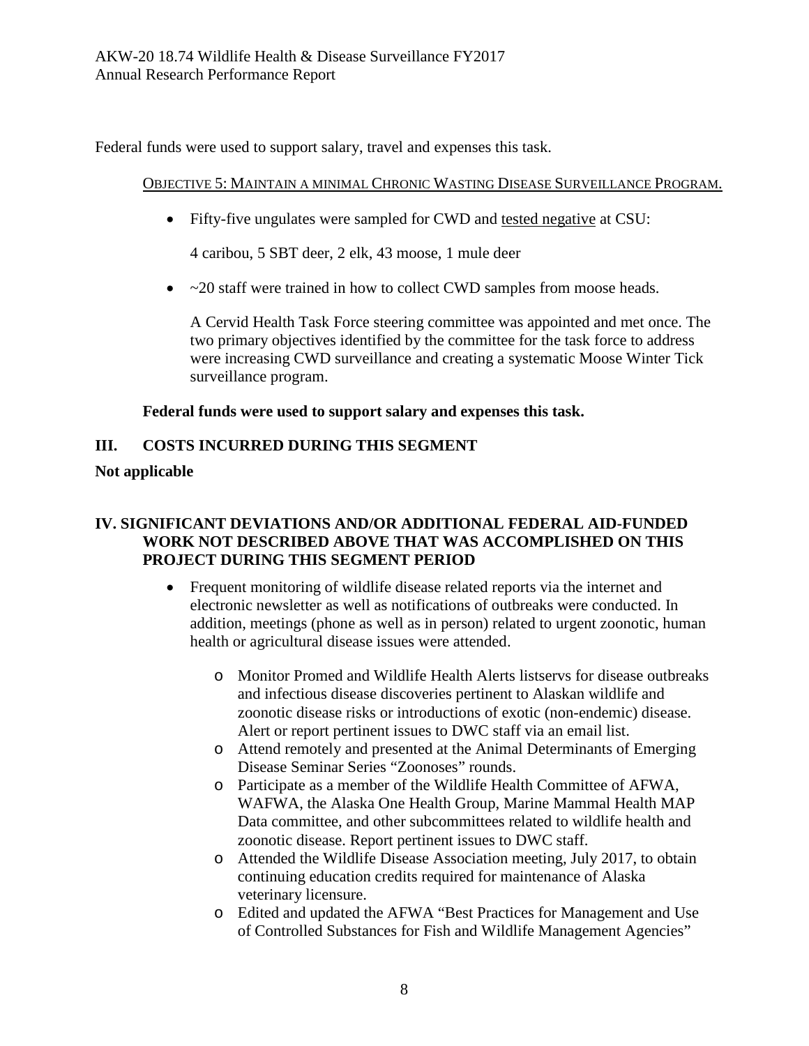Federal funds were used to support salary, travel and expenses this task.

<u>Objective 5: Maintain a minimal Chronic Wasting Disease Surveillance Program.</u>

- Fifty-five ungulates were sampled for CWD and <u>tested negative</u> at CSU:

  4 caribou, 5 SBT deer, 2 elk, 43 moose, 1 mule deer

- ~20 staff were trained in how to collect CWD samples from moose heads.

  A Cervid Health Task Force steering committee was appointed and met once. The two primary objectives identified by the committee for the task force to address were increasing CWD surveillance and creating a systematic Moose Winter Tick surveillance program.

**Federal funds were used to support salary and expenses this task.**

## III. COSTS INCURRED DURING THIS SEGMENT

**Not applicable**

## IV. SIGNIFICANT DEVIATIONS AND/OR ADDITIONAL FEDERAL AID-FUNDED WORK NOT DESCRIBED ABOVE THAT WAS ACCOMPLISHED ON THIS PROJECT DURING THIS SEGMENT PERIOD

- Frequent monitoring of wildlife disease related reports via the internet and electronic newsletter as well as notifications of outbreaks were conducted. In addition, meetings (phone as well as in person) related to urgent zoonotic, human health or agricultural disease issues were attended.
  - Monitor Promed and Wildlife Health Alerts listservs for disease outbreaks and infectious disease discoveries pertinent to Alaskan wildlife and zoonotic disease risks or introductions of exotic (non-endemic) disease. Alert or report pertinent issues to DWC staff via an email list.
  - Attend remotely and presented at the Animal Determinants of Emerging Disease Seminar Series "Zoonoses" rounds.
  - Participate as a member of the Wildlife Health Committee of AFWA, WAFWA, the Alaska One Health Group, Marine Mammal Health MAP Data committee, and other subcommittees related to wildlife health and zoonotic disease. Report pertinent issues to DWC staff.
  - Attended the Wildlife Disease Association meeting, July 2017, to obtain continuing education credits required for maintenance of Alaska veterinary licensure.
  - Edited and updated the AFWA "Best Practices for Management and Use of Controlled Substances for Fish and Wildlife Management Agencies"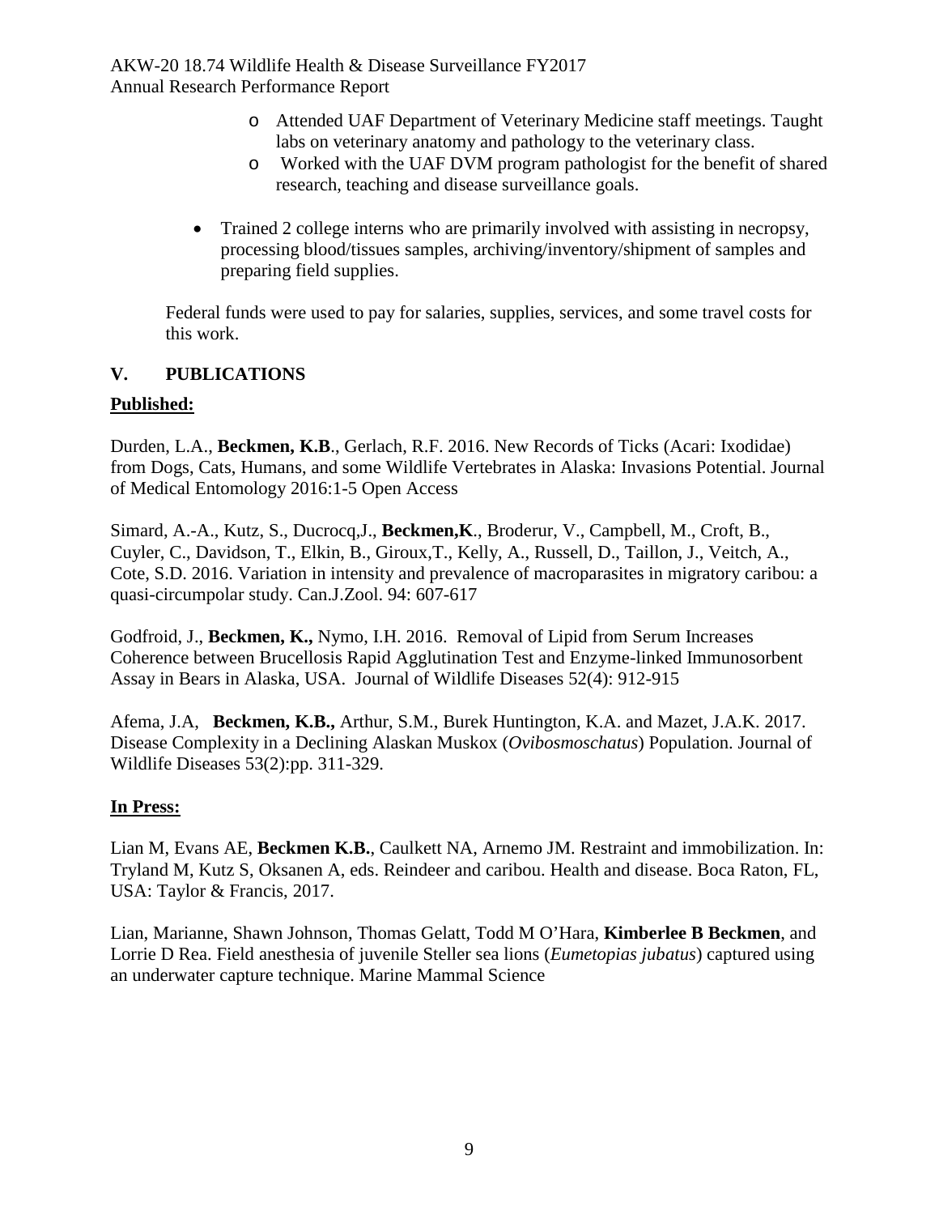- Attended UAF Department of Veterinary Medicine staff meetings. Taught labs on veterinary anatomy and pathology to the veterinary class.
- Worked with the UAF DVM program pathologist for the benefit of shared research, teaching and disease surveillance goals.

- Trained 2 college interns who are primarily involved with assisting in necropsy, processing blood/tissues samples, archiving/inventory/shipment of samples and preparing field supplies.

Federal funds were used to pay for salaries, supplies, services, and some travel costs for this work.

## V. PUBLICATIONS

**Published:**

Durden, L.A., **Beckmen, K.B**., Gerlach, R.F. 2016. New Records of Ticks (Acari: Ixodidae) from Dogs, Cats, Humans, and some Wildlife Vertebrates in Alaska: Invasions Potential. Journal of Medical Entomology 2016:1-5 Open Access

Simard, A.-A., Kutz, S., Ducrocq,J., **Beckmen,K**., Broderur, V., Campbell, M., Croft, B., Cuyler, C., Davidson, T., Elkin, B., Giroux,T., Kelly, A., Russell, D., Taillon, J., Veitch, A., Cote, S.D. 2016. Variation in intensity and prevalence of macroparasites in migratory caribou: a quasi-circumpolar study. Can.J.Zool. 94: 607-617

Godfroid, J., **Beckmen, K.,** Nymo, I.H. 2016. Removal of Lipid from Serum Increases Coherence between Brucellosis Rapid Agglutination Test and Enzyme-linked Immunosorbent Assay in Bears in Alaska, USA. Journal of Wildlife Diseases 52(4): 912-915

Afema, J.A, **Beckmen, K.B.,** Arthur, S.M., Burek Huntington, K.A. and Mazet, J.A.K. 2017. Disease Complexity in a Declining Alaskan Muskox (*Ovibosmoschatus*) Population. Journal of Wildlife Diseases 53(2):pp. 311-329.

**In Press:**

Lian M, Evans AE, **Beckmen K.B.**, Caulkett NA, Arnemo JM. Restraint and immobilization. In: Tryland M, Kutz S, Oksanen A, eds. Reindeer and caribou. Health and disease. Boca Raton, FL, USA: Taylor & Francis, 2017.

Lian, Marianne, Shawn Johnson, Thomas Gelatt, Todd M O'Hara, **Kimberlee B Beckmen**, and Lorrie D Rea. Field anesthesia of juvenile Steller sea lions (*Eumetopias jubatus*) captured using an underwater capture technique. Marine Mammal Science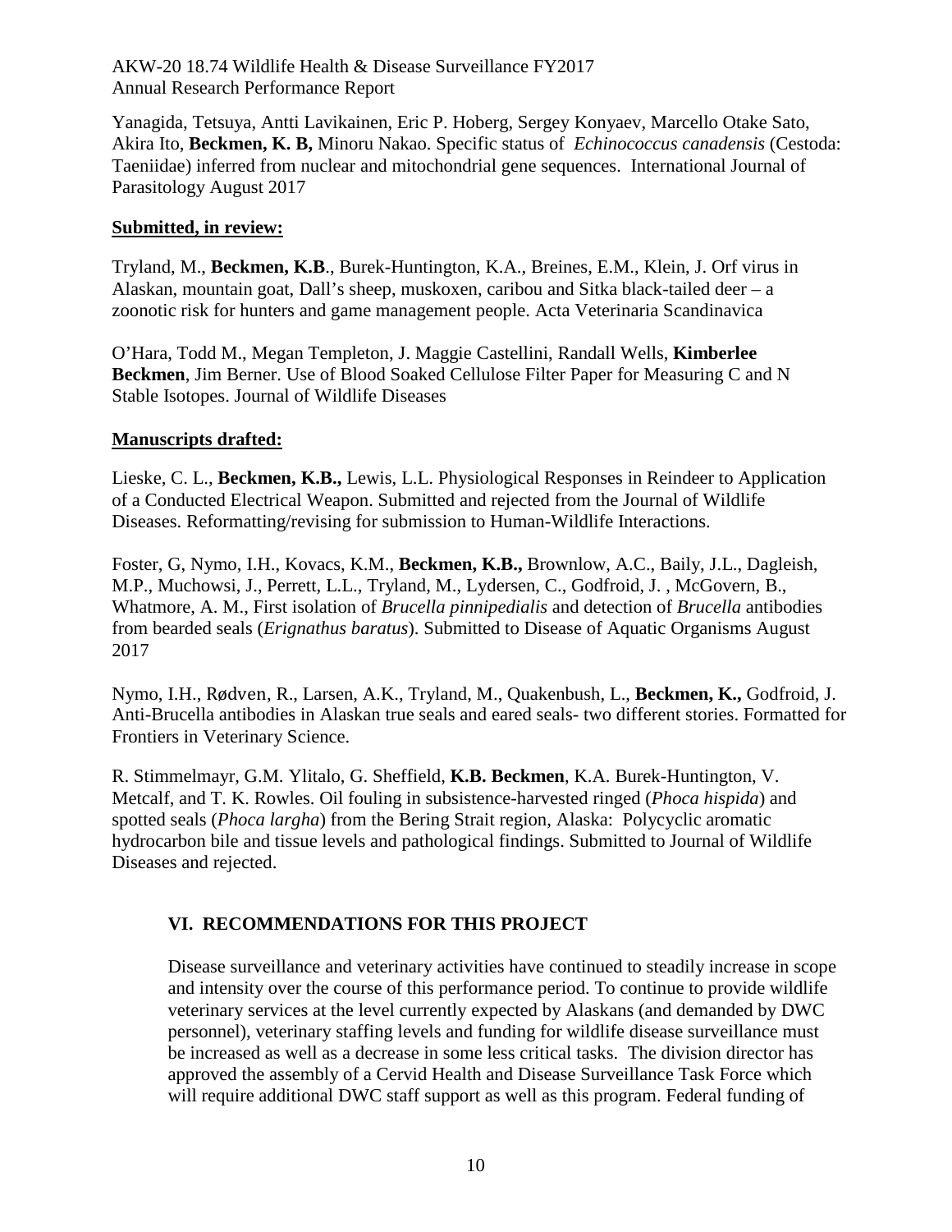Yanagida, Tetsuya, Antti Lavikainen, Eric P. Hoberg, Sergey Konyaev, Marcello Otake Sato, Akira Ito, **Beckmen, K. B,** Minoru Nakao. Specific status of *Echinococcus canadensis* (Cestoda: Taeniidae) inferred from nuclear and mitochondrial gene sequences. International Journal of Parasitology August 2017

**Submitted, in review:**

Tryland, M., **Beckmen, K.B**., Burek-Huntington, K.A., Breines, E.M., Klein, J. Orf virus in Alaskan, mountain goat, Dall's sheep, muskoxen, caribou and Sitka black-tailed deer – a zoonotic risk for hunters and game management people. Acta Veterinaria Scandinavica

O'Hara, Todd M., Megan Templeton, J. Maggie Castellini, Randall Wells, **Kimberlee Beckmen**, Jim Berner. Use of Blood Soaked Cellulose Filter Paper for Measuring C and N Stable Isotopes. Journal of Wildlife Diseases

**Manuscripts drafted:**

Lieske, C. L., **Beckmen, K.B.,** Lewis, L.L. Physiological Responses in Reindeer to Application of a Conducted Electrical Weapon. Submitted and rejected from the Journal of Wildlife Diseases. Reformatting/revising for submission to Human-Wildlife Interactions.

Foster, G, Nymo, I.H., Kovacs, K.M., **Beckmen, K.B.,** Brownlow, A.C., Baily, J.L., Dagleish, M.P., Muchowsi, J., Perrett, L.L., Tryland, M., Lydersen, C., Godfroid, J. , McGovern, B., Whatmore, A. M., First isolation of *Brucella pinnipedialis* and detection of *Brucella* antibodies from bearded seals (*Erignathus baratus*). Submitted to Disease of Aquatic Organisms August 2017

Nymo, I.H., Rødven, R., Larsen, A.K., Tryland, M., Quakenbush, L., **Beckmen, K.,** Godfroid, J. Anti-Brucella antibodies in Alaskan true seals and eared seals- two different stories. Formatted for Frontiers in Veterinary Science.

R. Stimmelmayr, G.M. Ylitalo, G. Sheffield, **K.B. Beckmen**, K.A. Burek-Huntington, V. Metcalf, and T. K. Rowles. Oil fouling in subsistence-harvested ringed (*Phoca hispida*) and spotted seals (*Phoca largha*) from the Bering Strait region, Alaska: Polycyclic aromatic hydrocarbon bile and tissue levels and pathological findings. Submitted to Journal of Wildlife Diseases and rejected.

## VI. RECOMMENDATIONS FOR THIS PROJECT

Disease surveillance and veterinary activities have continued to steadily increase in scope and intensity over the course of this performance period. To continue to provide wildlife veterinary services at the level currently expected by Alaskans (and demanded by DWC personnel), veterinary staffing levels and funding for wildlife disease surveillance must be increased as well as a decrease in some less critical tasks. The division director has approved the assembly of a Cervid Health and Disease Surveillance Task Force which will require additional DWC staff support as well as this program. Federal funding of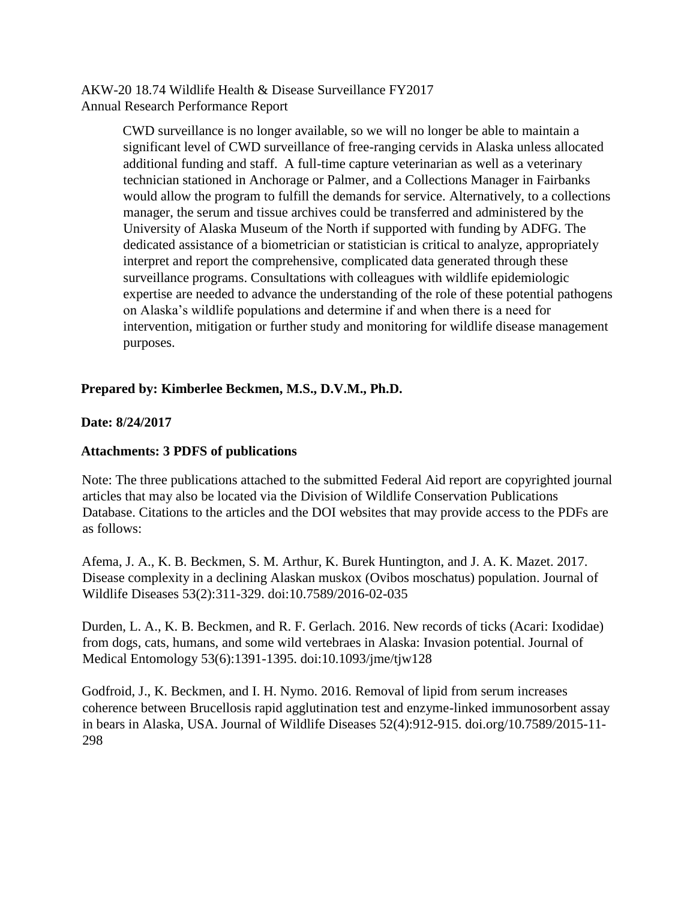CWD surveillance is no longer available, so we will no longer be able to maintain a significant level of CWD surveillance of free-ranging cervids in Alaska unless allocated additional funding and staff. A full-time capture veterinarian as well as a veterinary technician stationed in Anchorage or Palmer, and a Collections Manager in Fairbanks would allow the program to fulfill the demands for service. Alternatively, to a collections manager, the serum and tissue archives could be transferred and administered by the University of Alaska Museum of the North if supported with funding by ADFG. The dedicated assistance of a biometrician or statistician is critical to analyze, appropriately interpret and report the comprehensive, complicated data generated through these surveillance programs. Consultations with colleagues with wildlife epidemiologic expertise are needed to advance the understanding of the role of these potential pathogens on Alaska's wildlife populations and determine if and when there is a need for intervention, mitigation or further study and monitoring for wildlife disease management purposes.

**Prepared by: Kimberlee Beckmen, M.S., D.V.M., Ph.D.**

**Date: 8/24/2017**

**Attachments: 3 PDFS of publications**

Note: The three publications attached to the submitted Federal Aid report are copyrighted journal articles that may also be located via the Division of Wildlife Conservation Publications Database. Citations to the articles and the DOI websites that may provide access to the PDFs are as follows:

Afema, J. A., K. B. Beckmen, S. M. Arthur, K. Burek Huntington, and J. A. K. Mazet. 2017. Disease complexity in a declining Alaskan muskox (Ovibos moschatus) population. Journal of Wildlife Diseases 53(2):311-329. doi:10.7589/2016-02-035

Durden, L. A., K. B. Beckmen, and R. F. Gerlach. 2016. New records of ticks (Acari: Ixodidae) from dogs, cats, humans, and some wild vertebraes in Alaska: Invasion potential. Journal of Medical Entomology 53(6):1391-1395. doi:10.1093/jme/tjw128

Godfroid, J., K. Beckmen, and I. H. Nymo. 2016. Removal of lipid from serum increases coherence between Brucellosis rapid agglutination test and enzyme-linked immunosorbent assay in bears in Alaska, USA. Journal of Wildlife Diseases 52(4):912-915. doi.org/10.7589/2015-11-298